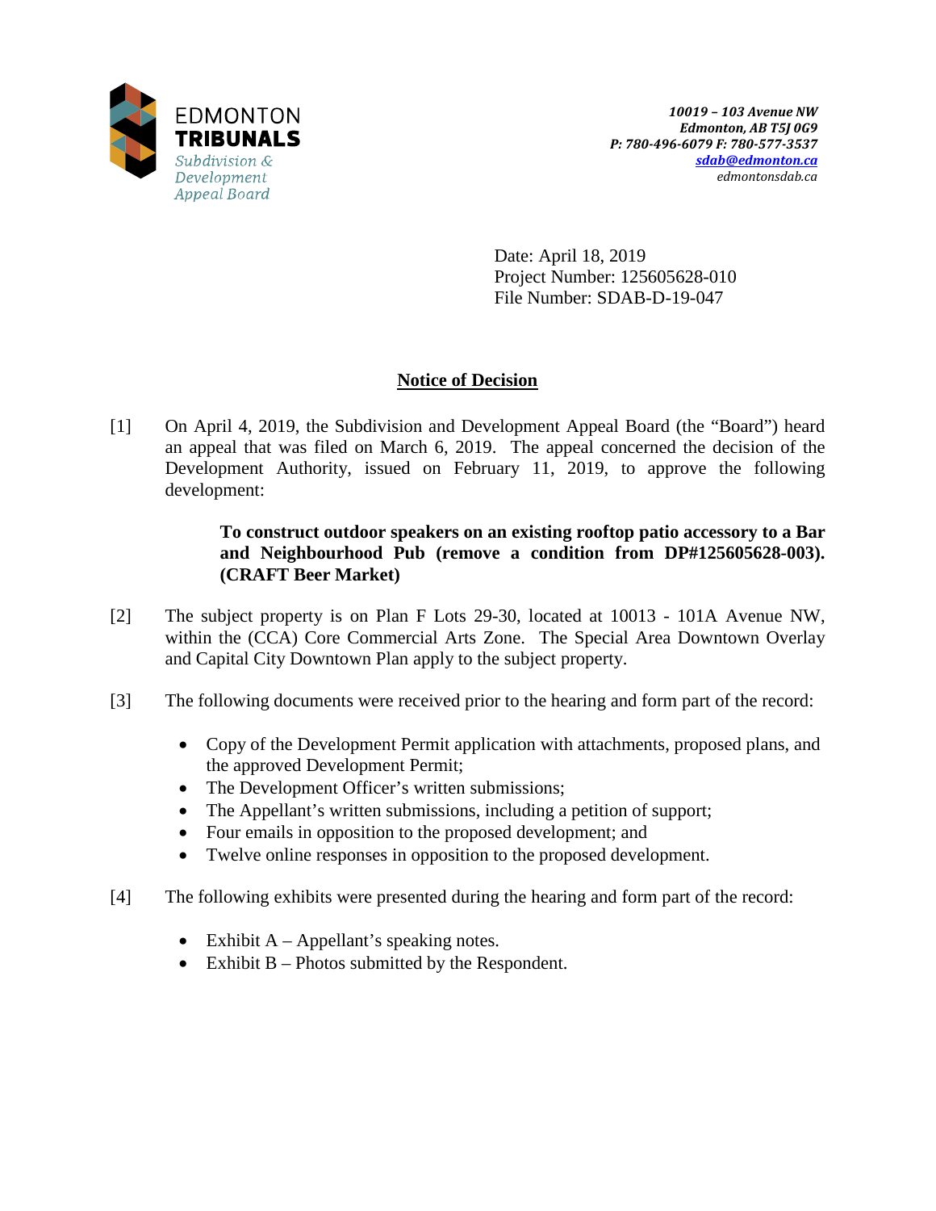EDMONTON
**TRIBUNALS**
*Subdivision & Development Appeal Board*

***10019 – 103 Avenue NW***
***Edmonton, AB T5J 0G9***
***P: 780-496-6079 F: 780-577-3537***
***sdab@edmonton.ca***
*edmontonsdab.ca*

Date: April 18, 2019
Project Number: 125605628-010
File Number: SDAB-D-19-047

## Notice of Decision

[1] On April 4, 2019, the Subdivision and Development Appeal Board (the "Board") heard an appeal that was filed on March 6, 2019. The appeal concerned the decision of the Development Authority, issued on February 11, 2019, to approve the following development:

> **To construct outdoor speakers on an existing rooftop patio accessory to a Bar and Neighbourhood Pub (remove a condition from DP#125605628-003). (CRAFT Beer Market)**

[2] The subject property is on Plan F Lots 29-30, located at 10013 - 101A Avenue NW, within the (CCA) Core Commercial Arts Zone. The Special Area Downtown Overlay and Capital City Downtown Plan apply to the subject property.

[3] The following documents were received prior to the hearing and form part of the record:

- Copy of the Development Permit application with attachments, proposed plans, and the approved Development Permit;
- The Development Officer's written submissions;
- The Appellant's written submissions, including a petition of support;
- Four emails in opposition to the proposed development; and
- Twelve online responses in opposition to the proposed development.

[4] The following exhibits were presented during the hearing and form part of the record:

- Exhibit A – Appellant's speaking notes.
- Exhibit B – Photos submitted by the Respondent.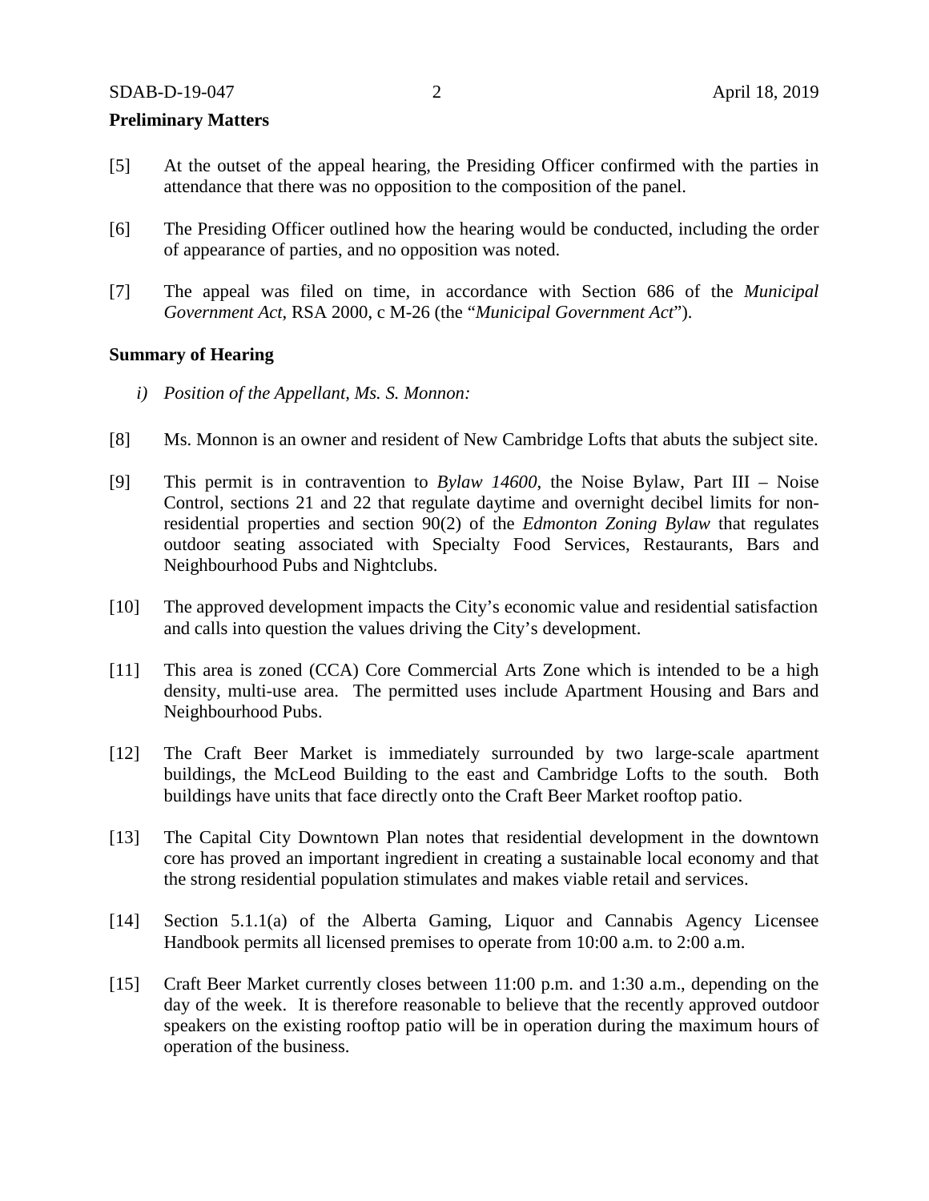**Preliminary Matters**

[5] At the outset of the appeal hearing, the Presiding Officer confirmed with the parties in attendance that there was no opposition to the composition of the panel.

[6] The Presiding Officer outlined how the hearing would be conducted, including the order of appearance of parties, and no opposition was noted.

[7] The appeal was filed on time, in accordance with Section 686 of the *Municipal Government Act*, RSA 2000, c M-26 (the "*Municipal Government Act*").

**Summary of Hearing**

*i) Position of the Appellant, Ms. S. Monnon:*

[8] Ms. Monnon is an owner and resident of New Cambridge Lofts that abuts the subject site.

[9] This permit is in contravention to *Bylaw 14600*, the Noise Bylaw, Part III – Noise Control, sections 21 and 22 that regulate daytime and overnight decibel limits for non-residential properties and section 90(2) of the *Edmonton Zoning Bylaw* that regulates outdoor seating associated with Specialty Food Services, Restaurants, Bars and Neighbourhood Pubs and Nightclubs.

[10] The approved development impacts the City's economic value and residential satisfaction and calls into question the values driving the City's development.

[11] This area is zoned (CCA) Core Commercial Arts Zone which is intended to be a high density, multi-use area. The permitted uses include Apartment Housing and Bars and Neighbourhood Pubs.

[12] The Craft Beer Market is immediately surrounded by two large-scale apartment buildings, the McLeod Building to the east and Cambridge Lofts to the south. Both buildings have units that face directly onto the Craft Beer Market rooftop patio.

[13] The Capital City Downtown Plan notes that residential development in the downtown core has proved an important ingredient in creating a sustainable local economy and that the strong residential population stimulates and makes viable retail and services.

[14] Section 5.1.1(a) of the Alberta Gaming, Liquor and Cannabis Agency Licensee Handbook permits all licensed premises to operate from 10:00 a.m. to 2:00 a.m.

[15] Craft Beer Market currently closes between 11:00 p.m. and 1:30 a.m., depending on the day of the week. It is therefore reasonable to believe that the recently approved outdoor speakers on the existing rooftop patio will be in operation during the maximum hours of operation of the business.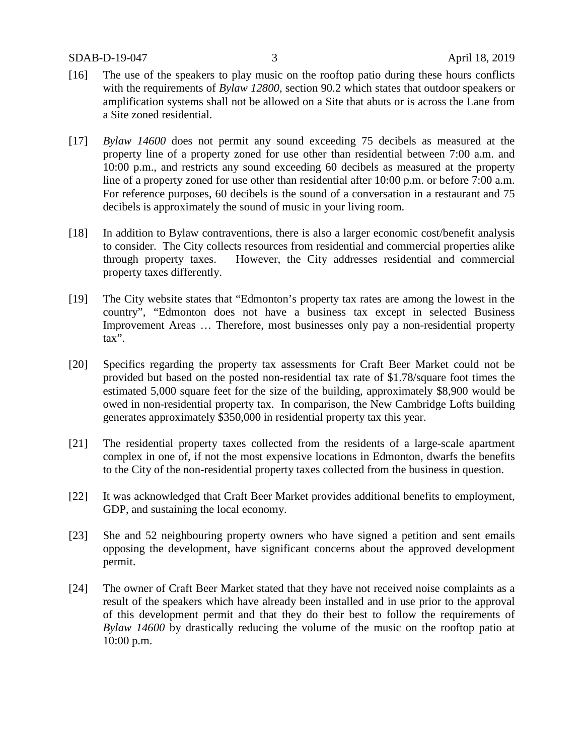[16] The use of the speakers to play music on the rooftop patio during these hours conflicts with the requirements of *Bylaw 12800*, section 90.2 which states that outdoor speakers or amplification systems shall not be allowed on a Site that abuts or is across the Lane from a Site zoned residential.

[17] *Bylaw 14600* does not permit any sound exceeding 75 decibels as measured at the property line of a property zoned for use other than residential between 7:00 a.m. and 10:00 p.m., and restricts any sound exceeding 60 decibels as measured at the property line of a property zoned for use other than residential after 10:00 p.m. or before 7:00 a.m. For reference purposes, 60 decibels is the sound of a conversation in a restaurant and 75 decibels is approximately the sound of music in your living room.

[18] In addition to Bylaw contraventions, there is also a larger economic cost/benefit analysis to consider. The City collects resources from residential and commercial properties alike through property taxes. However, the City addresses residential and commercial property taxes differently.

[19] The City website states that "Edmonton's property tax rates are among the lowest in the country", "Edmonton does not have a business tax except in selected Business Improvement Areas … Therefore, most businesses only pay a non-residential property tax".

[20] Specifics regarding the property tax assessments for Craft Beer Market could not be provided but based on the posted non-residential tax rate of $1.78/square foot times the estimated 5,000 square feet for the size of the building, approximately $8,900 would be owed in non-residential property tax. In comparison, the New Cambridge Lofts building generates approximately $350,000 in residential property tax this year.

[21] The residential property taxes collected from the residents of a large-scale apartment complex in one of, if not the most expensive locations in Edmonton, dwarfs the benefits to the City of the non-residential property taxes collected from the business in question.

[22] It was acknowledged that Craft Beer Market provides additional benefits to employment, GDP, and sustaining the local economy.

[23] She and 52 neighbouring property owners who have signed a petition and sent emails opposing the development, have significant concerns about the approved development permit.

[24] The owner of Craft Beer Market stated that they have not received noise complaints as a result of the speakers which have already been installed and in use prior to the approval of this development permit and that they do their best to follow the requirements of *Bylaw 14600* by drastically reducing the volume of the music on the rooftop patio at 10:00 p.m.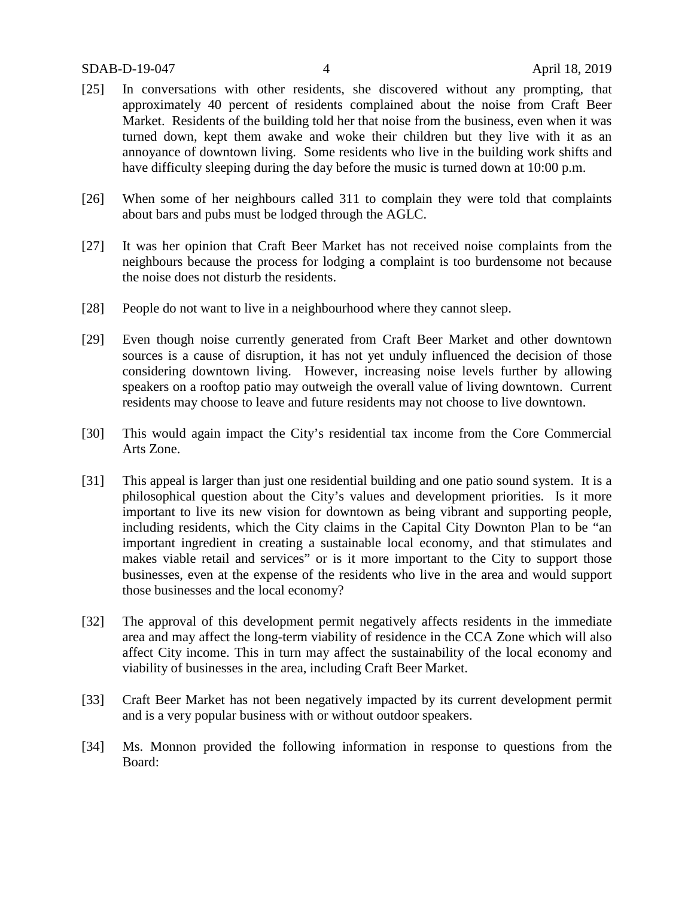[25] In conversations with other residents, she discovered without any prompting, that approximately 40 percent of residents complained about the noise from Craft Beer Market. Residents of the building told her that noise from the business, even when it was turned down, kept them awake and woke their children but they live with it as an annoyance of downtown living. Some residents who live in the building work shifts and have difficulty sleeping during the day before the music is turned down at 10:00 p.m.

[26] When some of her neighbours called 311 to complain they were told that complaints about bars and pubs must be lodged through the AGLC.

[27] It was her opinion that Craft Beer Market has not received noise complaints from the neighbours because the process for lodging a complaint is too burdensome not because the noise does not disturb the residents.

[28] People do not want to live in a neighbourhood where they cannot sleep.

[29] Even though noise currently generated from Craft Beer Market and other downtown sources is a cause of disruption, it has not yet unduly influenced the decision of those considering downtown living. However, increasing noise levels further by allowing speakers on a rooftop patio may outweigh the overall value of living downtown. Current residents may choose to leave and future residents may not choose to live downtown.

[30] This would again impact the City's residential tax income from the Core Commercial Arts Zone.

[31] This appeal is larger than just one residential building and one patio sound system. It is a philosophical question about the City's values and development priorities. Is it more important to live its new vision for downtown as being vibrant and supporting people, including residents, which the City claims in the Capital City Downton Plan to be "an important ingredient in creating a sustainable local economy, and that stimulates and makes viable retail and services" or is it more important to the City to support those businesses, even at the expense of the residents who live in the area and would support those businesses and the local economy?

[32] The approval of this development permit negatively affects residents in the immediate area and may affect the long-term viability of residence in the CCA Zone which will also affect City income. This in turn may affect the sustainability of the local economy and viability of businesses in the area, including Craft Beer Market.

[33] Craft Beer Market has not been negatively impacted by its current development permit and is a very popular business with or without outdoor speakers.

[34] Ms. Monnon provided the following information in response to questions from the Board: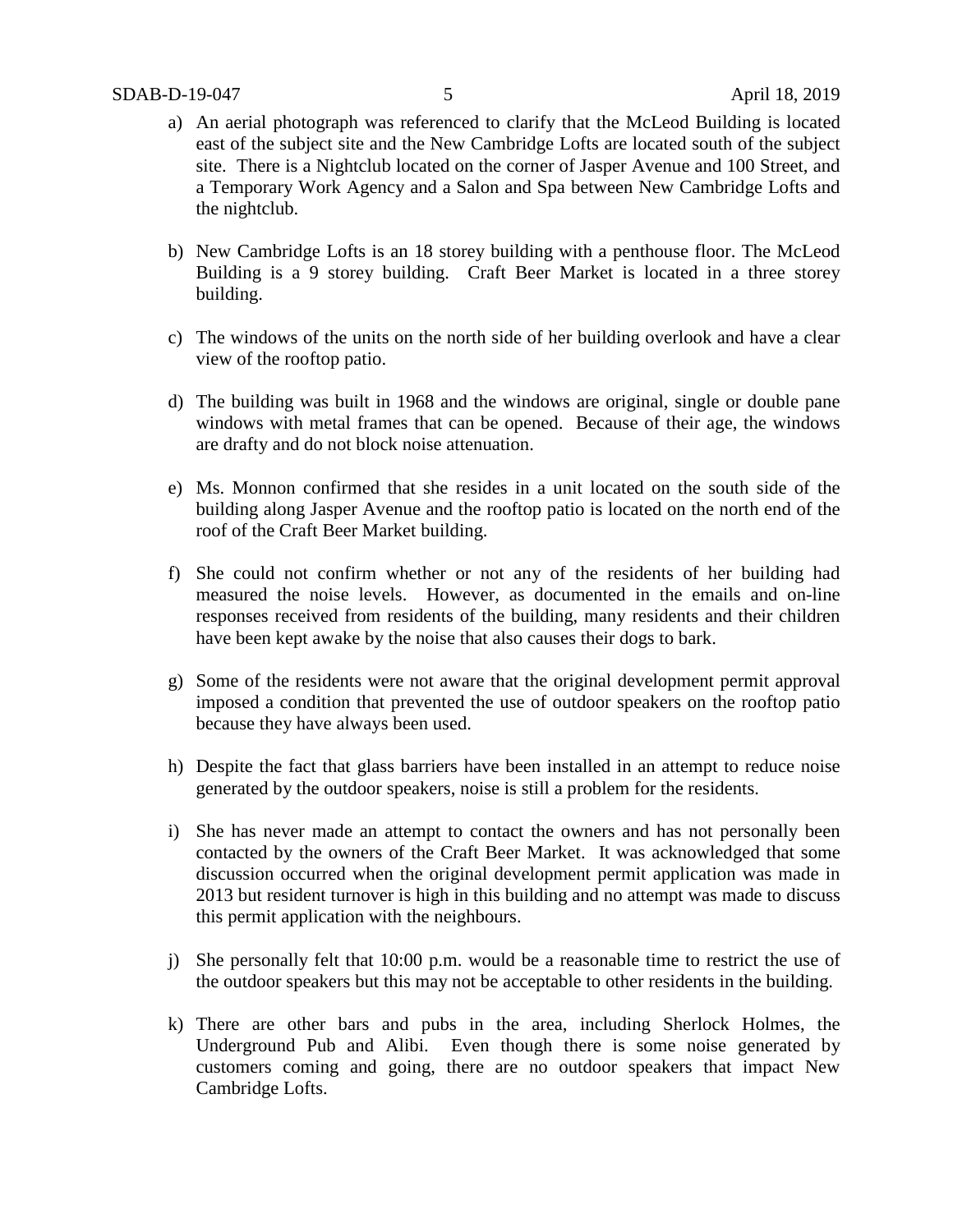a) An aerial photograph was referenced to clarify that the McLeod Building is located east of the subject site and the New Cambridge Lofts are located south of the subject site. There is a Nightclub located on the corner of Jasper Avenue and 100 Street, and a Temporary Work Agency and a Salon and Spa between New Cambridge Lofts and the nightclub.

b) New Cambridge Lofts is an 18 storey building with a penthouse floor. The McLeod Building is a 9 storey building. Craft Beer Market is located in a three storey building.

c) The windows of the units on the north side of her building overlook and have a clear view of the rooftop patio.

d) The building was built in 1968 and the windows are original, single or double pane windows with metal frames that can be opened. Because of their age, the windows are drafty and do not block noise attenuation.

e) Ms. Monnon confirmed that she resides in a unit located on the south side of the building along Jasper Avenue and the rooftop patio is located on the north end of the roof of the Craft Beer Market building.

f) She could not confirm whether or not any of the residents of her building had measured the noise levels. However, as documented in the emails and on-line responses received from residents of the building, many residents and their children have been kept awake by the noise that also causes their dogs to bark.

g) Some of the residents were not aware that the original development permit approval imposed a condition that prevented the use of outdoor speakers on the rooftop patio because they have always been used.

h) Despite the fact that glass barriers have been installed in an attempt to reduce noise generated by the outdoor speakers, noise is still a problem for the residents.

i) She has never made an attempt to contact the owners and has not personally been contacted by the owners of the Craft Beer Market. It was acknowledged that some discussion occurred when the original development permit application was made in 2013 but resident turnover is high in this building and no attempt was made to discuss this permit application with the neighbours.

j) She personally felt that 10:00 p.m. would be a reasonable time to restrict the use of the outdoor speakers but this may not be acceptable to other residents in the building.

k) There are other bars and pubs in the area, including Sherlock Holmes, the Underground Pub and Alibi. Even though there is some noise generated by customers coming and going, there are no outdoor speakers that impact New Cambridge Lofts.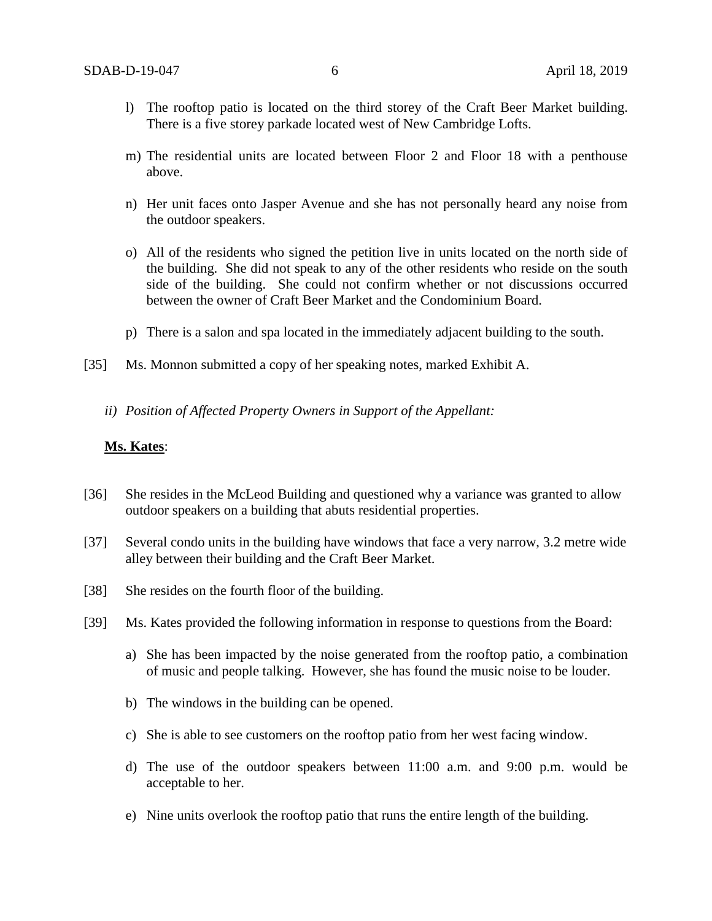l) The rooftop patio is located on the third storey of the Craft Beer Market building. There is a five storey parkade located west of New Cambridge Lofts.

m) The residential units are located between Floor 2 and Floor 18 with a penthouse above.

n) Her unit faces onto Jasper Avenue and she has not personally heard any noise from the outdoor speakers.

o) All of the residents who signed the petition live in units located on the north side of the building. She did not speak to any of the other residents who reside on the south side of the building. She could not confirm whether or not discussions occurred between the owner of Craft Beer Market and the Condominium Board.

p) There is a salon and spa located in the immediately adjacent building to the south.

[35] Ms. Monnon submitted a copy of her speaking notes, marked Exhibit A.

*ii) Position of Affected Property Owners in Support of the Appellant:*

**Ms. Kates**:

[36] She resides in the McLeod Building and questioned why a variance was granted to allow outdoor speakers on a building that abuts residential properties.

[37] Several condo units in the building have windows that face a very narrow, 3.2 metre wide alley between their building and the Craft Beer Market.

[38] She resides on the fourth floor of the building.

[39] Ms. Kates provided the following information in response to questions from the Board:

a) She has been impacted by the noise generated from the rooftop patio, a combination of music and people talking. However, she has found the music noise to be louder.

b) The windows in the building can be opened.

c) She is able to see customers on the rooftop patio from her west facing window.

d) The use of the outdoor speakers between 11:00 a.m. and 9:00 p.m. would be acceptable to her.

e) Nine units overlook the rooftop patio that runs the entire length of the building.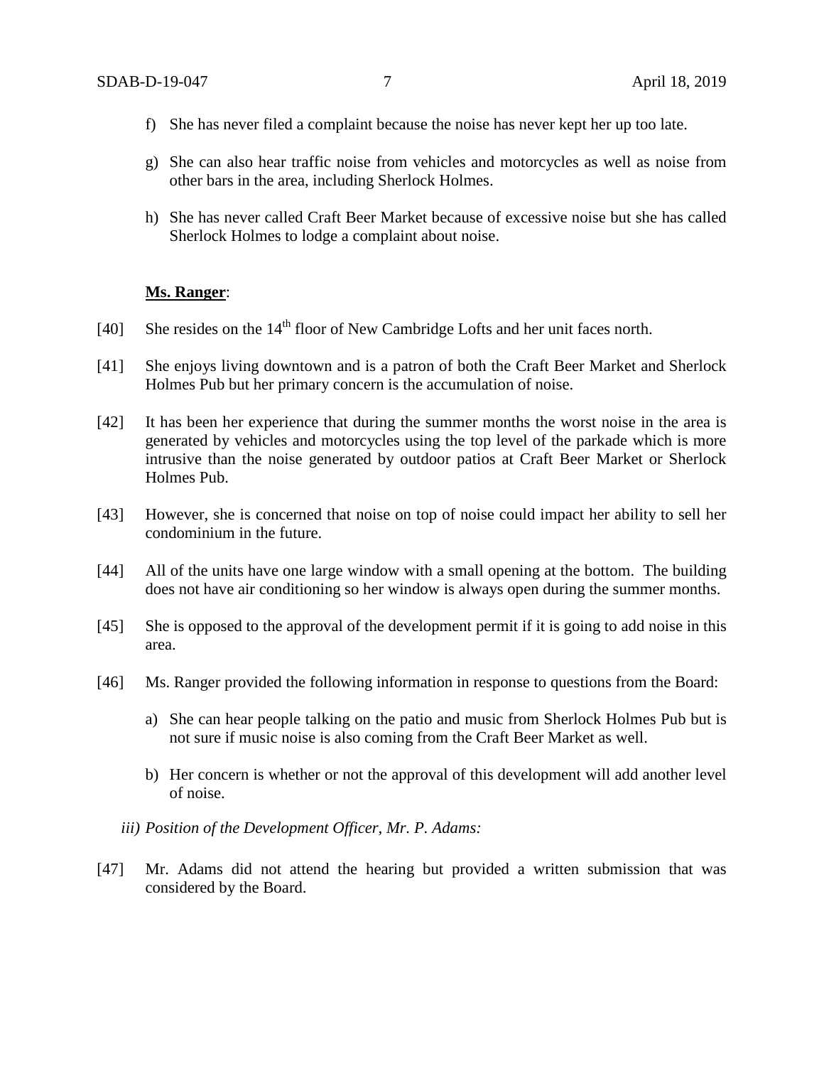f) She has never filed a complaint because the noise has never kept her up too late.

g) She can also hear traffic noise from vehicles and motorcycles as well as noise from other bars in the area, including Sherlock Holmes.

h) She has never called Craft Beer Market because of excessive noise but she has called Sherlock Holmes to lodge a complaint about noise.

**Ms. Ranger**:

[40] She resides on the 14th floor of New Cambridge Lofts and her unit faces north.

[41] She enjoys living downtown and is a patron of both the Craft Beer Market and Sherlock Holmes Pub but her primary concern is the accumulation of noise.

[42] It has been her experience that during the summer months the worst noise in the area is generated by vehicles and motorcycles using the top level of the parkade which is more intrusive than the noise generated by outdoor patios at Craft Beer Market or Sherlock Holmes Pub.

[43] However, she is concerned that noise on top of noise could impact her ability to sell her condominium in the future.

[44] All of the units have one large window with a small opening at the bottom. The building does not have air conditioning so her window is always open during the summer months.

[45] She is opposed to the approval of the development permit if it is going to add noise in this area.

[46] Ms. Ranger provided the following information in response to questions from the Board:

a) She can hear people talking on the patio and music from Sherlock Holmes Pub but is not sure if music noise is also coming from the Craft Beer Market as well.

b) Her concern is whether or not the approval of this development will add another level of noise.

*iii) Position of the Development Officer, Mr. P. Adams:*

[47] Mr. Adams did not attend the hearing but provided a written submission that was considered by the Board.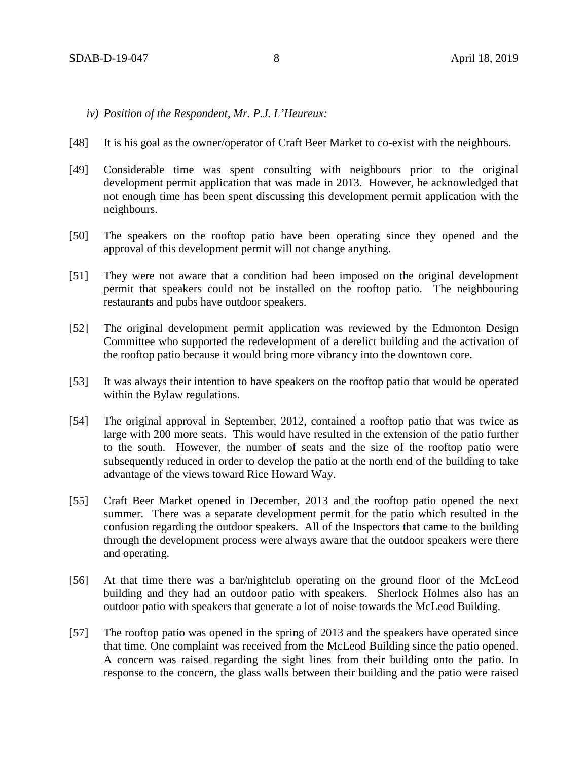*iv) Position of the Respondent, Mr. P.J. L'Heureux:*

[48] It is his goal as the owner/operator of Craft Beer Market to co-exist with the neighbours.

[49] Considerable time was spent consulting with neighbours prior to the original development permit application that was made in 2013. However, he acknowledged that not enough time has been spent discussing this development permit application with the neighbours.

[50] The speakers on the rooftop patio have been operating since they opened and the approval of this development permit will not change anything.

[51] They were not aware that a condition had been imposed on the original development permit that speakers could not be installed on the rooftop patio. The neighbouring restaurants and pubs have outdoor speakers.

[52] The original development permit application was reviewed by the Edmonton Design Committee who supported the redevelopment of a derelict building and the activation of the rooftop patio because it would bring more vibrancy into the downtown core.

[53] It was always their intention to have speakers on the rooftop patio that would be operated within the Bylaw regulations.

[54] The original approval in September, 2012, contained a rooftop patio that was twice as large with 200 more seats. This would have resulted in the extension of the patio further to the south. However, the number of seats and the size of the rooftop patio were subsequently reduced in order to develop the patio at the north end of the building to take advantage of the views toward Rice Howard Way.

[55] Craft Beer Market opened in December, 2013 and the rooftop patio opened the next summer. There was a separate development permit for the patio which resulted in the confusion regarding the outdoor speakers. All of the Inspectors that came to the building through the development process were always aware that the outdoor speakers were there and operating.

[56] At that time there was a bar/nightclub operating on the ground floor of the McLeod building and they had an outdoor patio with speakers. Sherlock Holmes also has an outdoor patio with speakers that generate a lot of noise towards the McLeod Building.

[57] The rooftop patio was opened in the spring of 2013 and the speakers have operated since that time. One complaint was received from the McLeod Building since the patio opened. A concern was raised regarding the sight lines from their building onto the patio. In response to the concern, the glass walls between their building and the patio were raised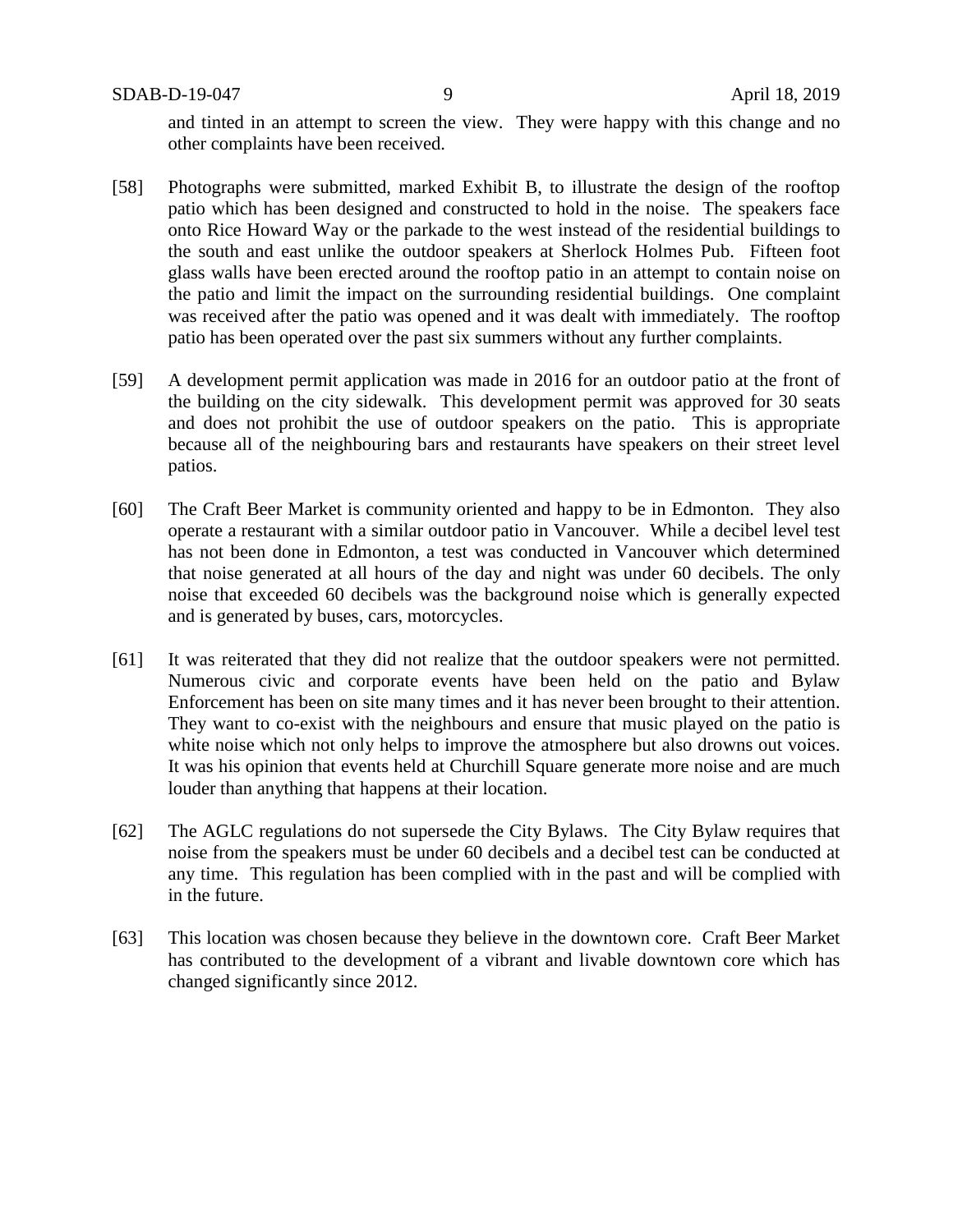and tinted in an attempt to screen the view. They were happy with this change and no other complaints have been received.

[58] Photographs were submitted, marked Exhibit B, to illustrate the design of the rooftop patio which has been designed and constructed to hold in the noise. The speakers face onto Rice Howard Way or the parkade to the west instead of the residential buildings to the south and east unlike the outdoor speakers at Sherlock Holmes Pub. Fifteen foot glass walls have been erected around the rooftop patio in an attempt to contain noise on the patio and limit the impact on the surrounding residential buildings. One complaint was received after the patio was opened and it was dealt with immediately. The rooftop patio has been operated over the past six summers without any further complaints.

[59] A development permit application was made in 2016 for an outdoor patio at the front of the building on the city sidewalk. This development permit was approved for 30 seats and does not prohibit the use of outdoor speakers on the patio. This is appropriate because all of the neighbouring bars and restaurants have speakers on their street level patios.

[60] The Craft Beer Market is community oriented and happy to be in Edmonton. They also operate a restaurant with a similar outdoor patio in Vancouver. While a decibel level test has not been done in Edmonton, a test was conducted in Vancouver which determined that noise generated at all hours of the day and night was under 60 decibels. The only noise that exceeded 60 decibels was the background noise which is generally expected and is generated by buses, cars, motorcycles.

[61] It was reiterated that they did not realize that the outdoor speakers were not permitted. Numerous civic and corporate events have been held on the patio and Bylaw Enforcement has been on site many times and it has never been brought to their attention. They want to co-exist with the neighbours and ensure that music played on the patio is white noise which not only helps to improve the atmosphere but also drowns out voices. It was his opinion that events held at Churchill Square generate more noise and are much louder than anything that happens at their location.

[62] The AGLC regulations do not supersede the City Bylaws. The City Bylaw requires that noise from the speakers must be under 60 decibels and a decibel test can be conducted at any time. This regulation has been complied with in the past and will be complied with in the future.

[63] This location was chosen because they believe in the downtown core. Craft Beer Market has contributed to the development of a vibrant and livable downtown core which has changed significantly since 2012.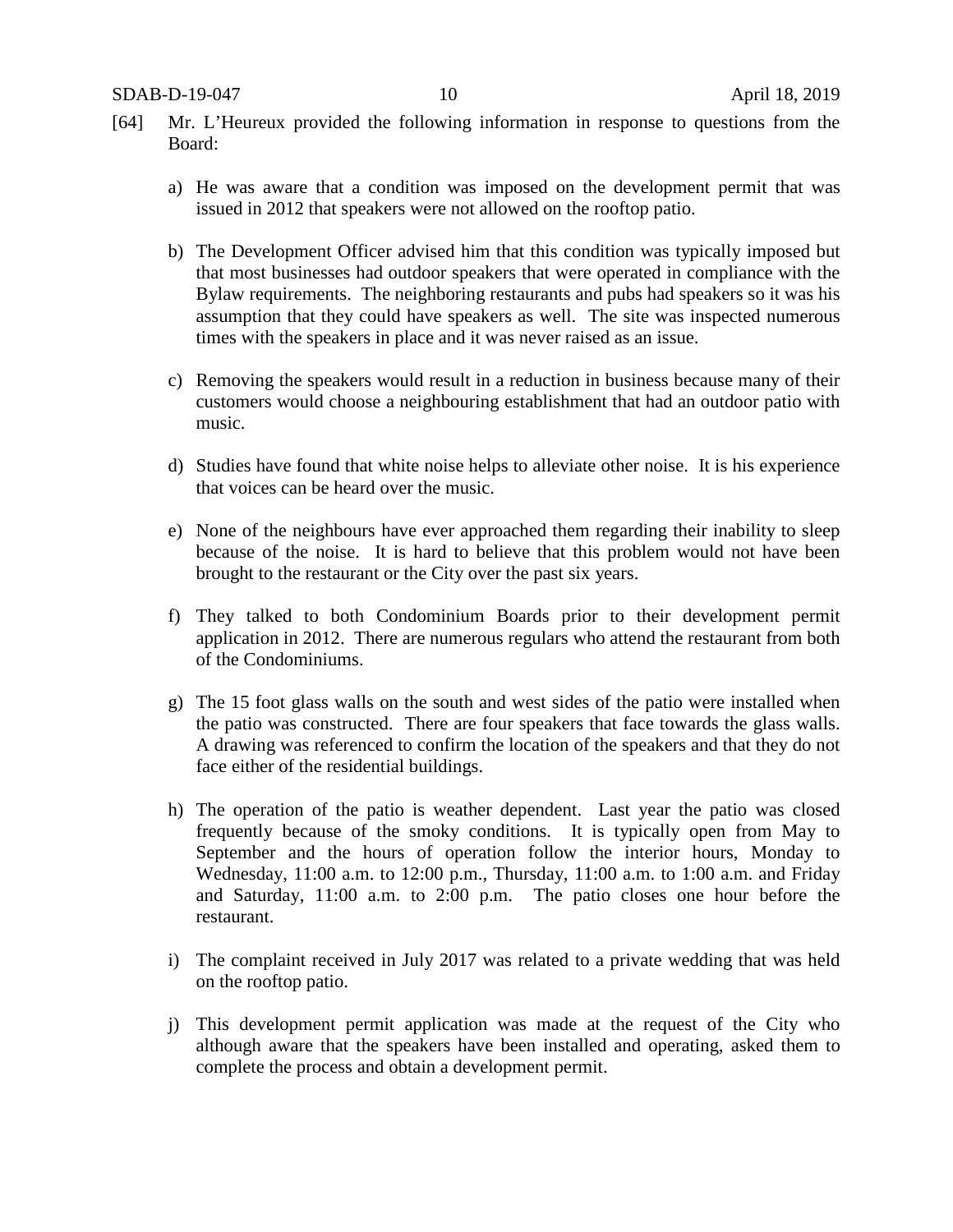[64] Mr. L'Heureux provided the following information in response to questions from the Board:

a) He was aware that a condition was imposed on the development permit that was issued in 2012 that speakers were not allowed on the rooftop patio.

b) The Development Officer advised him that this condition was typically imposed but that most businesses had outdoor speakers that were operated in compliance with the Bylaw requirements. The neighboring restaurants and pubs had speakers so it was his assumption that they could have speakers as well. The site was inspected numerous times with the speakers in place and it was never raised as an issue.

c) Removing the speakers would result in a reduction in business because many of their customers would choose a neighbouring establishment that had an outdoor patio with music.

d) Studies have found that white noise helps to alleviate other noise. It is his experience that voices can be heard over the music.

e) None of the neighbours have ever approached them regarding their inability to sleep because of the noise. It is hard to believe that this problem would not have been brought to the restaurant or the City over the past six years.

f) They talked to both Condominium Boards prior to their development permit application in 2012. There are numerous regulars who attend the restaurant from both of the Condominiums.

g) The 15 foot glass walls on the south and west sides of the patio were installed when the patio was constructed. There are four speakers that face towards the glass walls. A drawing was referenced to confirm the location of the speakers and that they do not face either of the residential buildings.

h) The operation of the patio is weather dependent. Last year the patio was closed frequently because of the smoky conditions. It is typically open from May to September and the hours of operation follow the interior hours, Monday to Wednesday, 11:00 a.m. to 12:00 p.m., Thursday, 11:00 a.m. to 1:00 a.m. and Friday and Saturday, 11:00 a.m. to 2:00 p.m. The patio closes one hour before the restaurant.

i) The complaint received in July 2017 was related to a private wedding that was held on the rooftop patio.

j) This development permit application was made at the request of the City who although aware that the speakers have been installed and operating, asked them to complete the process and obtain a development permit.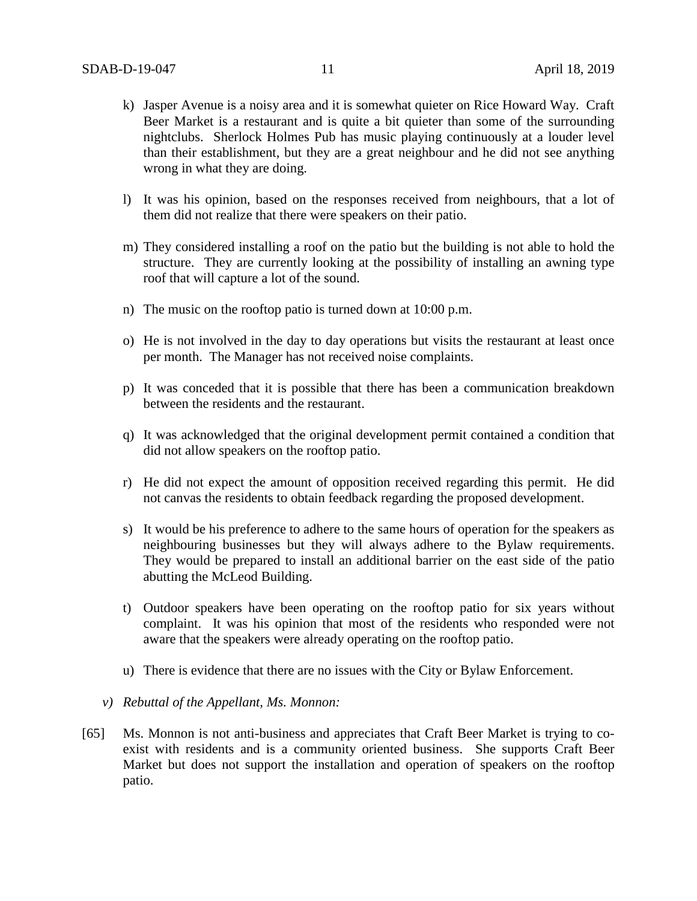k) Jasper Avenue is a noisy area and it is somewhat quieter on Rice Howard Way. Craft Beer Market is a restaurant and is quite a bit quieter than some of the surrounding nightclubs. Sherlock Holmes Pub has music playing continuously at a louder level than their establishment, but they are a great neighbour and he did not see anything wrong in what they are doing.

l) It was his opinion, based on the responses received from neighbours, that a lot of them did not realize that there were speakers on their patio.

m) They considered installing a roof on the patio but the building is not able to hold the structure. They are currently looking at the possibility of installing an awning type roof that will capture a lot of the sound.

n) The music on the rooftop patio is turned down at 10:00 p.m.

o) He is not involved in the day to day operations but visits the restaurant at least once per month. The Manager has not received noise complaints.

p) It was conceded that it is possible that there has been a communication breakdown between the residents and the restaurant.

q) It was acknowledged that the original development permit contained a condition that did not allow speakers on the rooftop patio.

r) He did not expect the amount of opposition received regarding this permit. He did not canvas the residents to obtain feedback regarding the proposed development.

s) It would be his preference to adhere to the same hours of operation for the speakers as neighbouring businesses but they will always adhere to the Bylaw requirements. They would be prepared to install an additional barrier on the east side of the patio abutting the McLeod Building.

t) Outdoor speakers have been operating on the rooftop patio for six years without complaint. It was his opinion that most of the residents who responded were not aware that the speakers were already operating on the rooftop patio.

u) There is evidence that there are no issues with the City or Bylaw Enforcement.

*v) Rebuttal of the Appellant, Ms. Monnon:*

[65] Ms. Monnon is not anti-business and appreciates that Craft Beer Market is trying to co-exist with residents and is a community oriented business. She supports Craft Beer Market but does not support the installation and operation of speakers on the rooftop patio.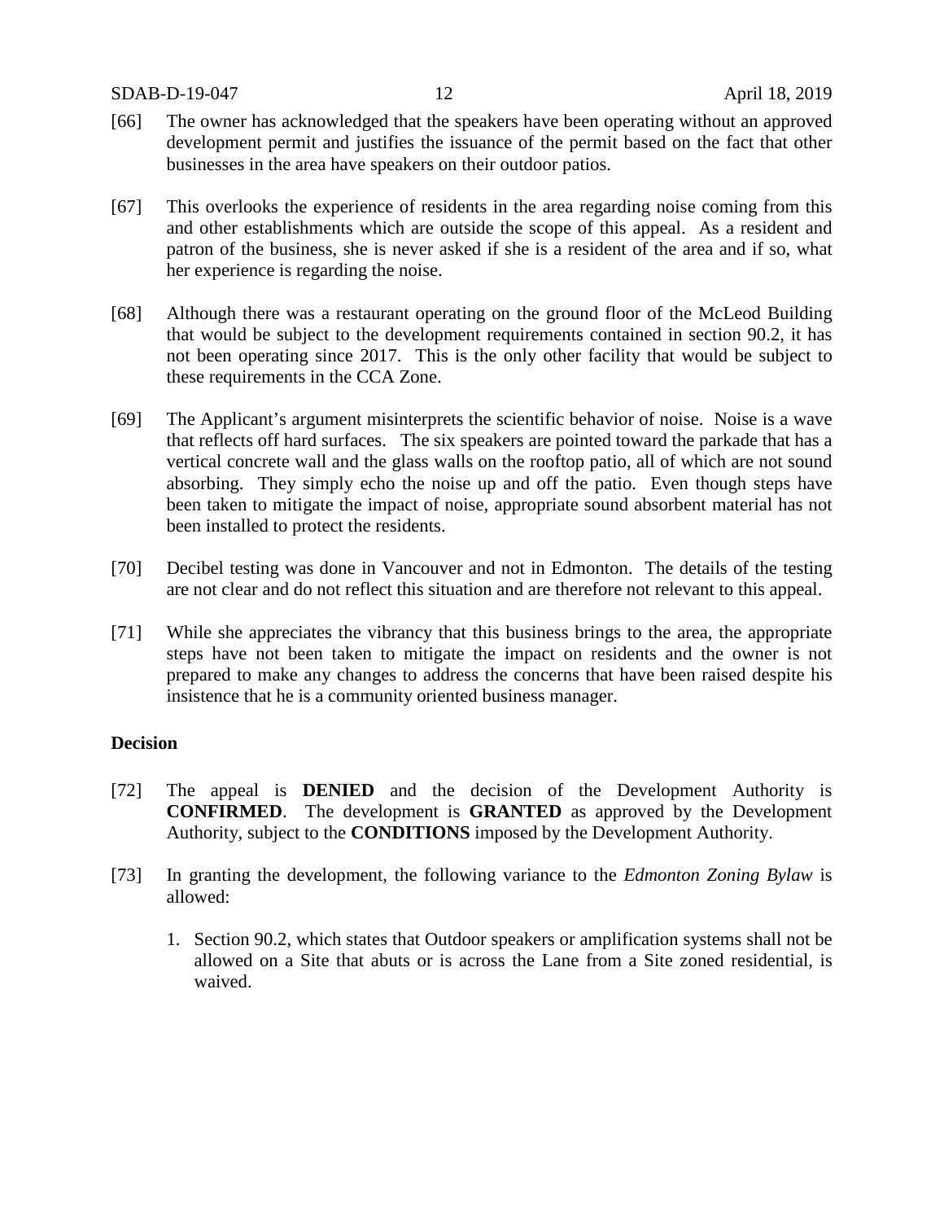[66] The owner has acknowledged that the speakers have been operating without an approved development permit and justifies the issuance of the permit based on the fact that other businesses in the area have speakers on their outdoor patios.

[67] This overlooks the experience of residents in the area regarding noise coming from this and other establishments which are outside the scope of this appeal. As a resident and patron of the business, she is never asked if she is a resident of the area and if so, what her experience is regarding the noise.

[68] Although there was a restaurant operating on the ground floor of the McLeod Building that would be subject to the development requirements contained in section 90.2, it has not been operating since 2017. This is the only other facility that would be subject to these requirements in the CCA Zone.

[69] The Applicant's argument misinterprets the scientific behavior of noise. Noise is a wave that reflects off hard surfaces. The six speakers are pointed toward the parkade that has a vertical concrete wall and the glass walls on the rooftop patio, all of which are not sound absorbing. They simply echo the noise up and off the patio. Even though steps have been taken to mitigate the impact of noise, appropriate sound absorbent material has not been installed to protect the residents.

[70] Decibel testing was done in Vancouver and not in Edmonton. The details of the testing are not clear and do not reflect this situation and are therefore not relevant to this appeal.

[71] While she appreciates the vibrancy that this business brings to the area, the appropriate steps have not been taken to mitigate the impact on residents and the owner is not prepared to make any changes to address the concerns that have been raised despite his insistence that he is a community oriented business manager.

**Decision**

[72] The appeal is **DENIED** and the decision of the Development Authority is **CONFIRMED**. The development is **GRANTED** as approved by the Development Authority, subject to the **CONDITIONS** imposed by the Development Authority.

[73] In granting the development, the following variance to the *Edmonton Zoning Bylaw* is allowed:

1. Section 90.2, which states that Outdoor speakers or amplification systems shall not be allowed on a Site that abuts or is across the Lane from a Site zoned residential, is waived.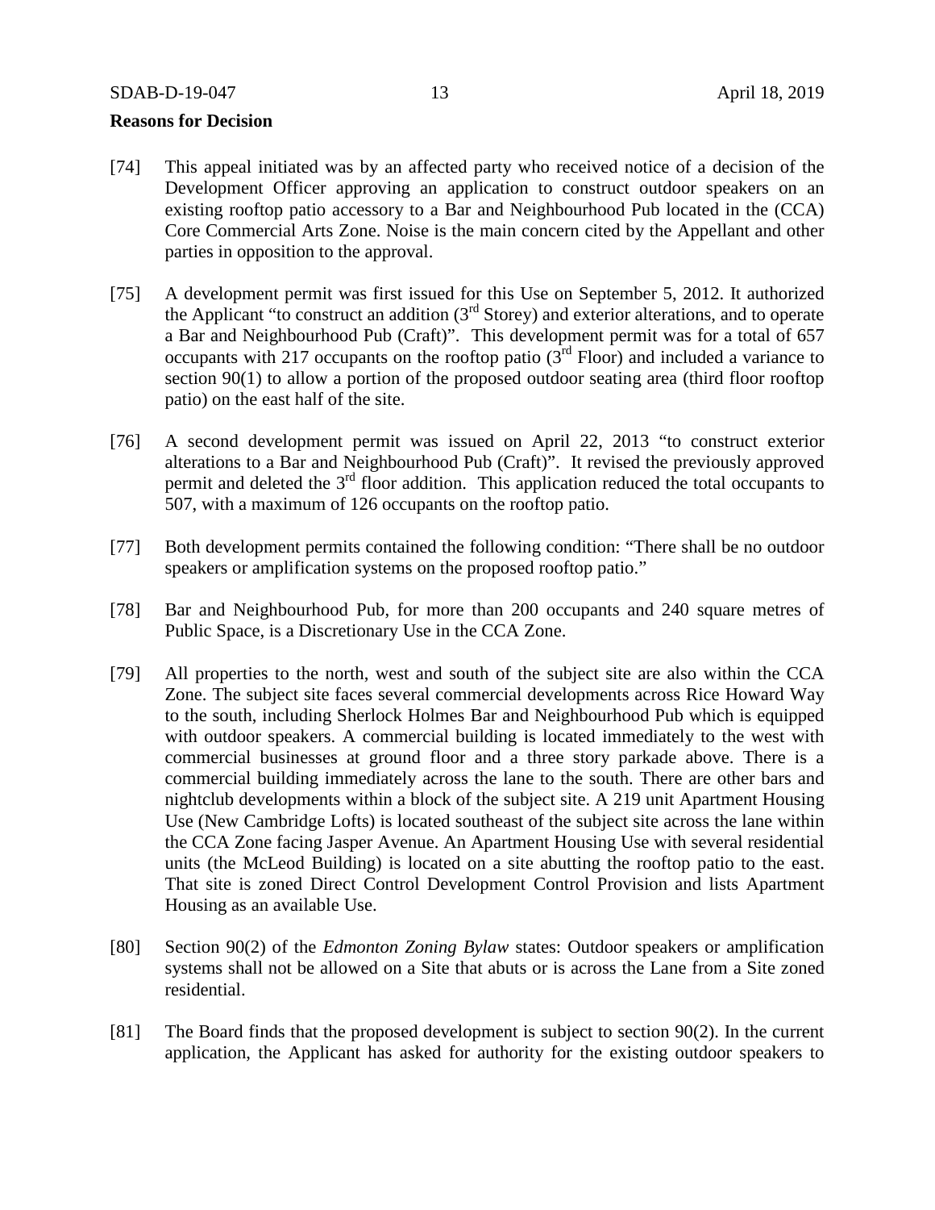**Reasons for Decision**

[74] This appeal initiated was by an affected party who received notice of a decision of the Development Officer approving an application to construct outdoor speakers on an existing rooftop patio accessory to a Bar and Neighbourhood Pub located in the (CCA) Core Commercial Arts Zone. Noise is the main concern cited by the Appellant and other parties in opposition to the approval.

[75] A development permit was first issued for this Use on September 5, 2012. It authorized the Applicant "to construct an addition (3rd Storey) and exterior alterations, and to operate a Bar and Neighbourhood Pub (Craft)". This development permit was for a total of 657 occupants with 217 occupants on the rooftop patio (3rd Floor) and included a variance to section 90(1) to allow a portion of the proposed outdoor seating area (third floor rooftop patio) on the east half of the site.

[76] A second development permit was issued on April 22, 2013 "to construct exterior alterations to a Bar and Neighbourhood Pub (Craft)". It revised the previously approved permit and deleted the 3rd floor addition. This application reduced the total occupants to 507, with a maximum of 126 occupants on the rooftop patio.

[77] Both development permits contained the following condition: "There shall be no outdoor speakers or amplification systems on the proposed rooftop patio."

[78] Bar and Neighbourhood Pub, for more than 200 occupants and 240 square metres of Public Space, is a Discretionary Use in the CCA Zone.

[79] All properties to the north, west and south of the subject site are also within the CCA Zone. The subject site faces several commercial developments across Rice Howard Way to the south, including Sherlock Holmes Bar and Neighbourhood Pub which is equipped with outdoor speakers. A commercial building is located immediately to the west with commercial businesses at ground floor and a three story parkade above. There is a commercial building immediately across the lane to the south. There are other bars and nightclub developments within a block of the subject site. A 219 unit Apartment Housing Use (New Cambridge Lofts) is located southeast of the subject site across the lane within the CCA Zone facing Jasper Avenue. An Apartment Housing Use with several residential units (the McLeod Building) is located on a site abutting the rooftop patio to the east. That site is zoned Direct Control Development Control Provision and lists Apartment Housing as an available Use.

[80] Section 90(2) of the *Edmonton Zoning Bylaw* states: Outdoor speakers or amplification systems shall not be allowed on a Site that abuts or is across the Lane from a Site zoned residential.

[81] The Board finds that the proposed development is subject to section 90(2). In the current application, the Applicant has asked for authority for the existing outdoor speakers to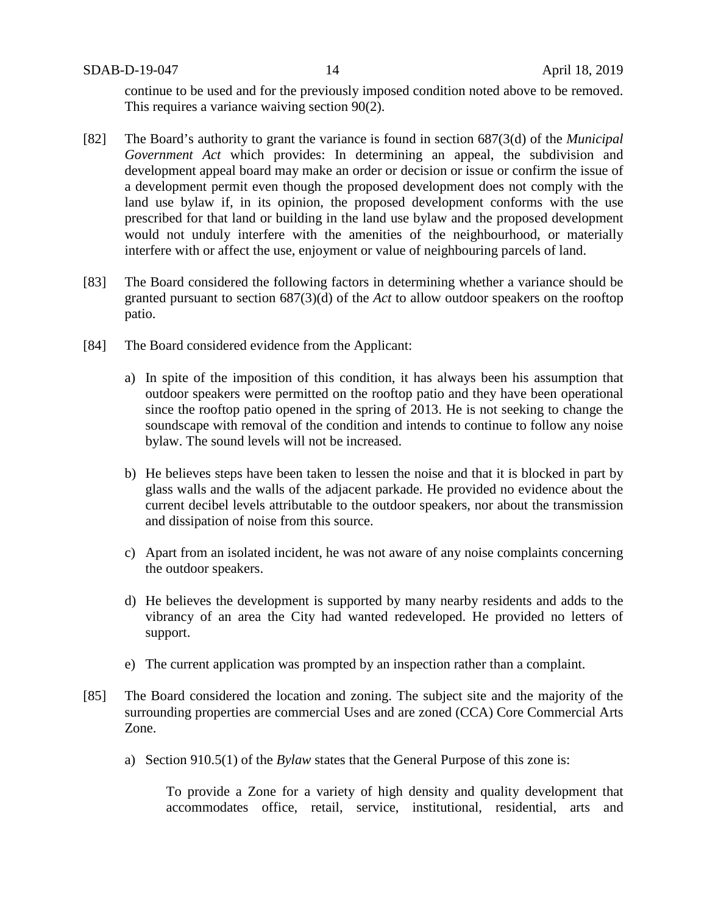continue to be used and for the previously imposed condition noted above to be removed. This requires a variance waiving section 90(2).

[82] The Board's authority to grant the variance is found in section 687(3(d) of the *Municipal Government Act* which provides: In determining an appeal, the subdivision and development appeal board may make an order or decision or issue or confirm the issue of a development permit even though the proposed development does not comply with the land use bylaw if, in its opinion, the proposed development conforms with the use prescribed for that land or building in the land use bylaw and the proposed development would not unduly interfere with the amenities of the neighbourhood, or materially interfere with or affect the use, enjoyment or value of neighbouring parcels of land.

[83] The Board considered the following factors in determining whether a variance should be granted pursuant to section 687(3)(d) of the *Act* to allow outdoor speakers on the rooftop patio.

[84] The Board considered evidence from the Applicant:

a) In spite of the imposition of this condition, it has always been his assumption that outdoor speakers were permitted on the rooftop patio and they have been operational since the rooftop patio opened in the spring of 2013. He is not seeking to change the soundscape with removal of the condition and intends to continue to follow any noise bylaw. The sound levels will not be increased.

b) He believes steps have been taken to lessen the noise and that it is blocked in part by glass walls and the walls of the adjacent parkade. He provided no evidence about the current decibel levels attributable to the outdoor speakers, nor about the transmission and dissipation of noise from this source.

c) Apart from an isolated incident, he was not aware of any noise complaints concerning the outdoor speakers.

d) He believes the development is supported by many nearby residents and adds to the vibrancy of an area the City had wanted redeveloped. He provided no letters of support.

e) The current application was prompted by an inspection rather than a complaint.

[85] The Board considered the location and zoning. The subject site and the majority of the surrounding properties are commercial Uses and are zoned (CCA) Core Commercial Arts Zone.

a) Section 910.5(1) of the *Bylaw* states that the General Purpose of this zone is:

> To provide a Zone for a variety of high density and quality development that accommodates office, retail, service, institutional, residential, arts and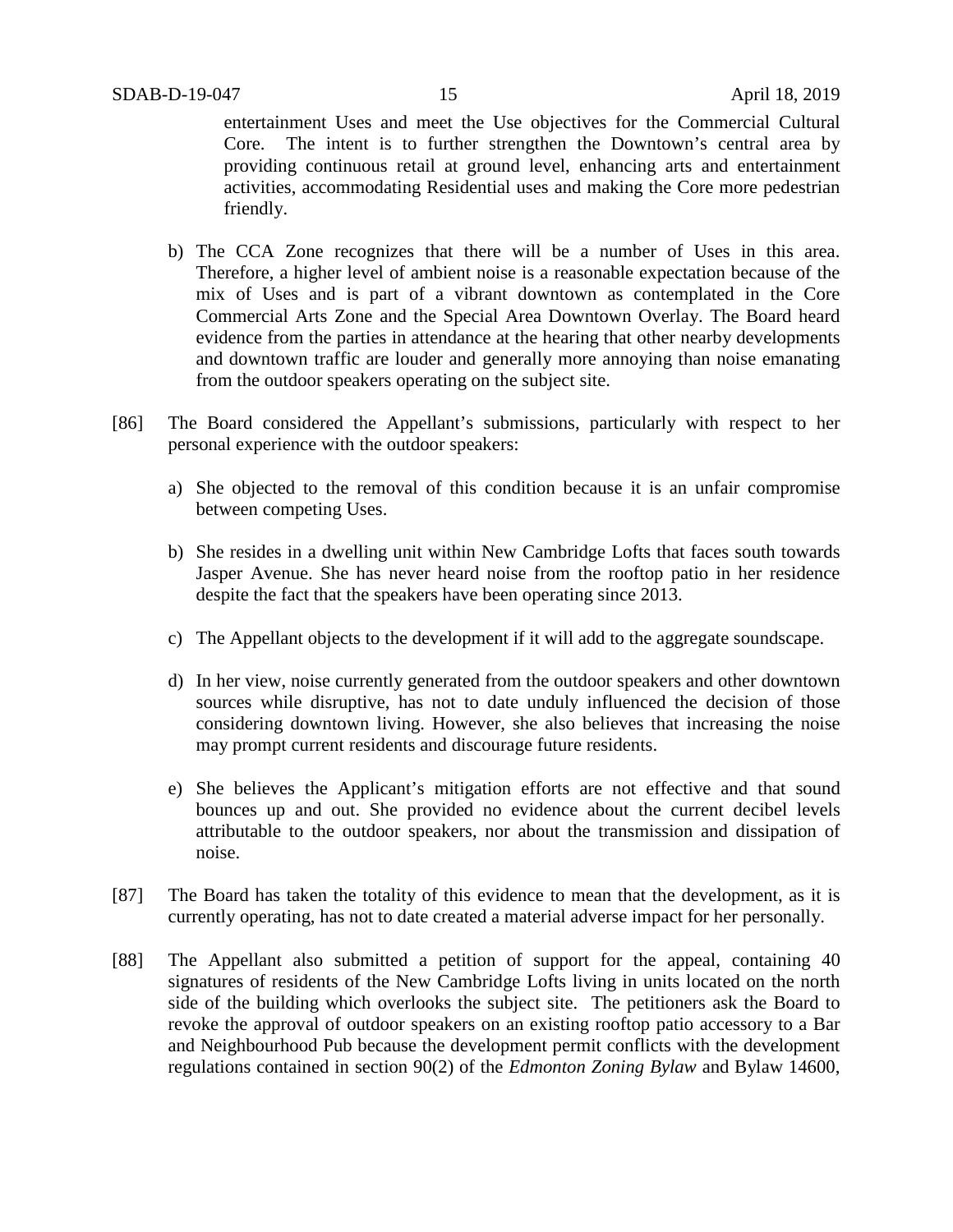entertainment Uses and meet the Use objectives for the Commercial Cultural Core. The intent is to further strengthen the Downtown's central area by providing continuous retail at ground level, enhancing arts and entertainment activities, accommodating Residential uses and making the Core more pedestrian friendly.

b) The CCA Zone recognizes that there will be a number of Uses in this area. Therefore, a higher level of ambient noise is a reasonable expectation because of the mix of Uses and is part of a vibrant downtown as contemplated in the Core Commercial Arts Zone and the Special Area Downtown Overlay. The Board heard evidence from the parties in attendance at the hearing that other nearby developments and downtown traffic are louder and generally more annoying than noise emanating from the outdoor speakers operating on the subject site.

[86] The Board considered the Appellant's submissions, particularly with respect to her personal experience with the outdoor speakers:

a) She objected to the removal of this condition because it is an unfair compromise between competing Uses.

b) She resides in a dwelling unit within New Cambridge Lofts that faces south towards Jasper Avenue. She has never heard noise from the rooftop patio in her residence despite the fact that the speakers have been operating since 2013.

c) The Appellant objects to the development if it will add to the aggregate soundscape.

d) In her view, noise currently generated from the outdoor speakers and other downtown sources while disruptive, has not to date unduly influenced the decision of those considering downtown living. However, she also believes that increasing the noise may prompt current residents and discourage future residents.

e) She believes the Applicant's mitigation efforts are not effective and that sound bounces up and out. She provided no evidence about the current decibel levels attributable to the outdoor speakers, nor about the transmission and dissipation of noise.

[87] The Board has taken the totality of this evidence to mean that the development, as it is currently operating, has not to date created a material adverse impact for her personally.

[88] The Appellant also submitted a petition of support for the appeal, containing 40 signatures of residents of the New Cambridge Lofts living in units located on the north side of the building which overlooks the subject site. The petitioners ask the Board to revoke the approval of outdoor speakers on an existing rooftop patio accessory to a Bar and Neighbourhood Pub because the development permit conflicts with the development regulations contained in section 90(2) of the *Edmonton Zoning Bylaw* and Bylaw 14600,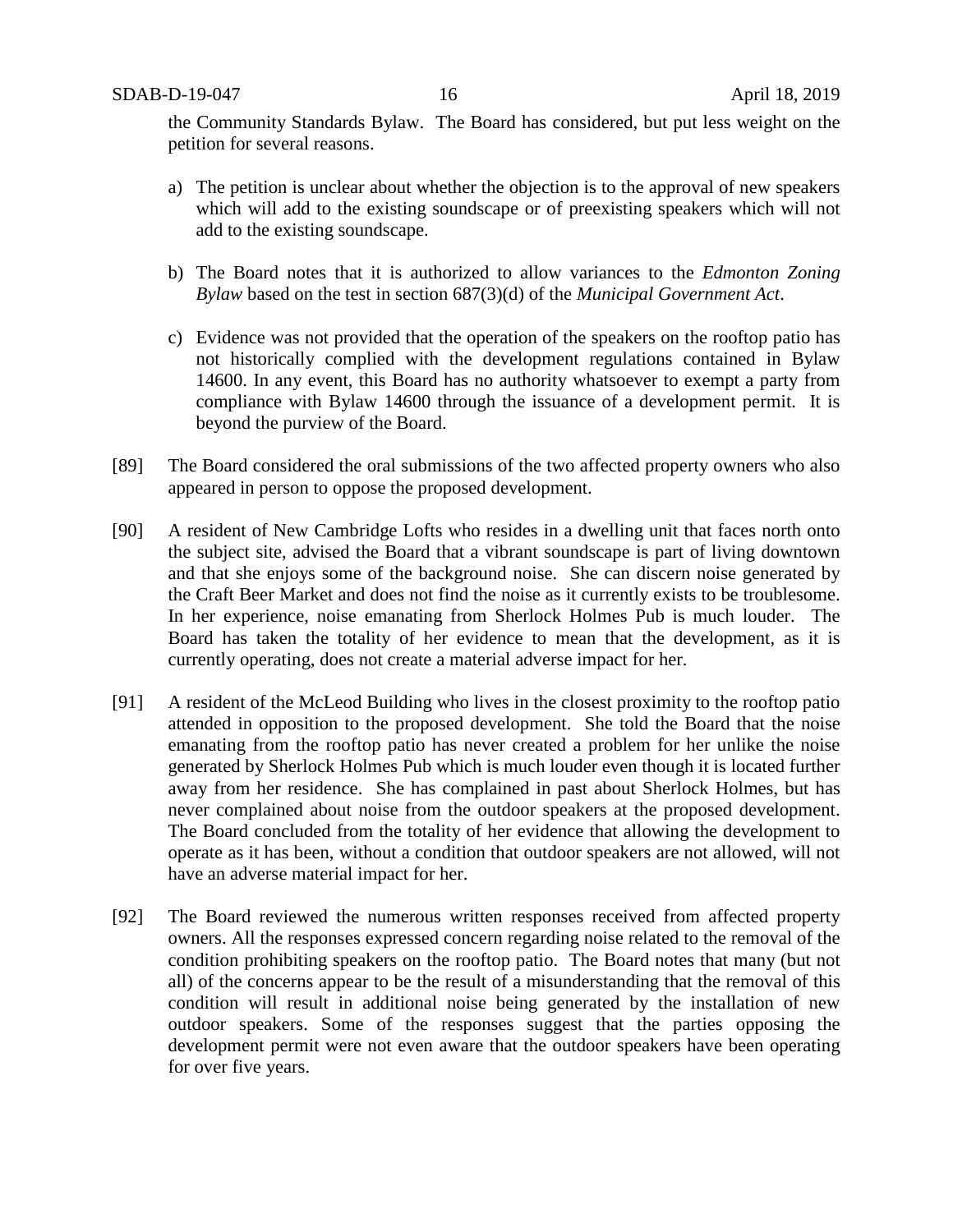the Community Standards Bylaw. The Board has considered, but put less weight on the petition for several reasons.

a) The petition is unclear about whether the objection is to the approval of new speakers which will add to the existing soundscape or of preexisting speakers which will not add to the existing soundscape.

b) The Board notes that it is authorized to allow variances to the *Edmonton Zoning Bylaw* based on the test in section 687(3)(d) of the *Municipal Government Act*.

c) Evidence was not provided that the operation of the speakers on the rooftop patio has not historically complied with the development regulations contained in Bylaw 14600. In any event, this Board has no authority whatsoever to exempt a party from compliance with Bylaw 14600 through the issuance of a development permit. It is beyond the purview of the Board.

[89] The Board considered the oral submissions of the two affected property owners who also appeared in person to oppose the proposed development.

[90] A resident of New Cambridge Lofts who resides in a dwelling unit that faces north onto the subject site, advised the Board that a vibrant soundscape is part of living downtown and that she enjoys some of the background noise. She can discern noise generated by the Craft Beer Market and does not find the noise as it currently exists to be troublesome. In her experience, noise emanating from Sherlock Holmes Pub is much louder. The Board has taken the totality of her evidence to mean that the development, as it is currently operating, does not create a material adverse impact for her.

[91] A resident of the McLeod Building who lives in the closest proximity to the rooftop patio attended in opposition to the proposed development. She told the Board that the noise emanating from the rooftop patio has never created a problem for her unlike the noise generated by Sherlock Holmes Pub which is much louder even though it is located further away from her residence. She has complained in past about Sherlock Holmes, but has never complained about noise from the outdoor speakers at the proposed development. The Board concluded from the totality of her evidence that allowing the development to operate as it has been, without a condition that outdoor speakers are not allowed, will not have an adverse material impact for her.

[92] The Board reviewed the numerous written responses received from affected property owners. All the responses expressed concern regarding noise related to the removal of the condition prohibiting speakers on the rooftop patio. The Board notes that many (but not all) of the concerns appear to be the result of a misunderstanding that the removal of this condition will result in additional noise being generated by the installation of new outdoor speakers. Some of the responses suggest that the parties opposing the development permit were not even aware that the outdoor speakers have been operating for over five years.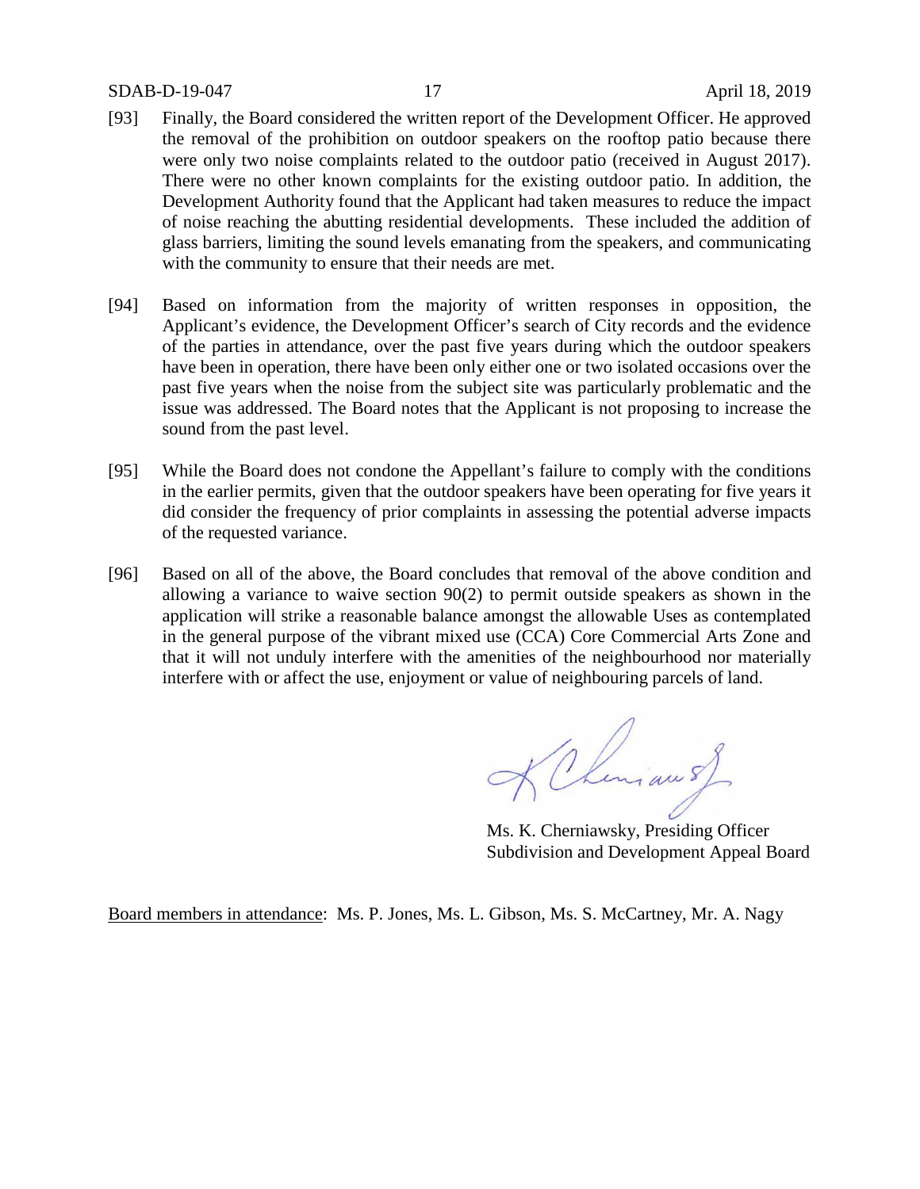[93] Finally, the Board considered the written report of the Development Officer. He approved the removal of the prohibition on outdoor speakers on the rooftop patio because there were only two noise complaints related to the outdoor patio (received in August 2017). There were no other known complaints for the existing outdoor patio. In addition, the Development Authority found that the Applicant had taken measures to reduce the impact of noise reaching the abutting residential developments. These included the addition of glass barriers, limiting the sound levels emanating from the speakers, and communicating with the community to ensure that their needs are met.

[94] Based on information from the majority of written responses in opposition, the Applicant's evidence, the Development Officer's search of City records and the evidence of the parties in attendance, over the past five years during which the outdoor speakers have been in operation, there have been only either one or two isolated occasions over the past five years when the noise from the subject site was particularly problematic and the issue was addressed. The Board notes that the Applicant is not proposing to increase the sound from the past level.

[95] While the Board does not condone the Appellant's failure to comply with the conditions in the earlier permits, given that the outdoor speakers have been operating for five years it did consider the frequency of prior complaints in assessing the potential adverse impacts of the requested variance.

[96] Based on all of the above, the Board concludes that removal of the above condition and allowing a variance to waive section 90(2) to permit outside speakers as shown in the application will strike a reasonable balance amongst the allowable Uses as contemplated in the general purpose of the vibrant mixed use (CCA) Core Commercial Arts Zone and that it will not unduly interfere with the amenities of the neighbourhood nor materially interfere with or affect the use, enjoyment or value of neighbouring parcels of land.

Ms. K. Cherniawsky, Presiding Officer
Subdivision and Development Appeal Board

Board members in attendance: Ms. P. Jones, Ms. L. Gibson, Ms. S. McCartney, Mr. A. Nagy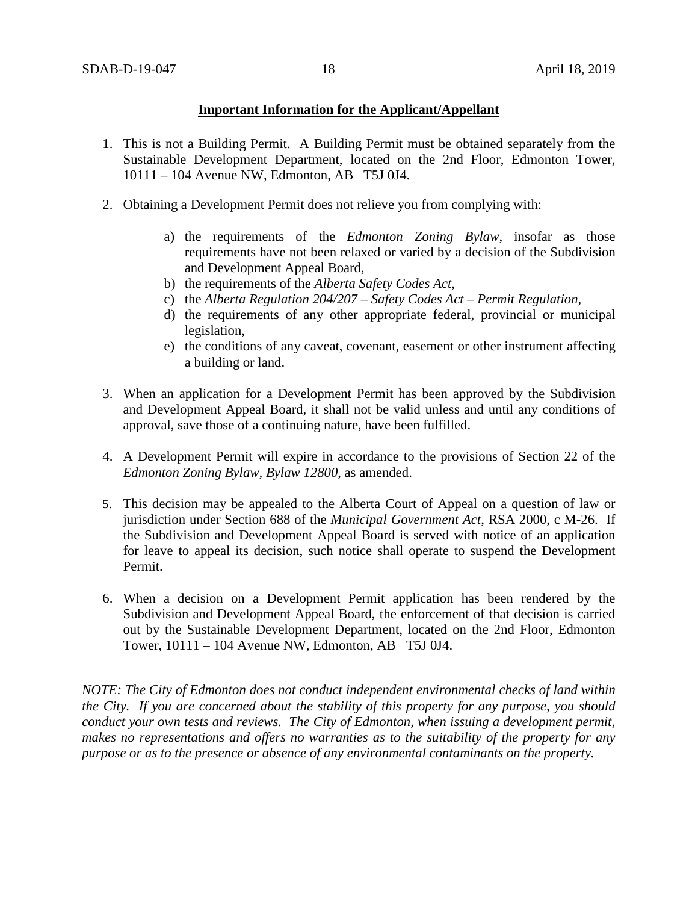**Important Information for the Applicant/Appellant**

1. This is not a Building Permit. A Building Permit must be obtained separately from the Sustainable Development Department, located on the 2nd Floor, Edmonton Tower, 10111 – 104 Avenue NW, Edmonton, AB T5J 0J4.

2. Obtaining a Development Permit does not relieve you from complying with:

   a) the requirements of the *Edmonton Zoning Bylaw*, insofar as those requirements have not been relaxed or varied by a decision of the Subdivision and Development Appeal Board,
   b) the requirements of the *Alberta Safety Codes Act*,
   c) the *Alberta Regulation 204/207 – Safety Codes Act – Permit Regulation*,
   d) the requirements of any other appropriate federal, provincial or municipal legislation,
   e) the conditions of any caveat, covenant, easement or other instrument affecting a building or land.

3. When an application for a Development Permit has been approved by the Subdivision and Development Appeal Board, it shall not be valid unless and until any conditions of approval, save those of a continuing nature, have been fulfilled.

4. A Development Permit will expire in accordance to the provisions of Section 22 of the *Edmonton Zoning Bylaw, Bylaw 12800*, as amended.

5. This decision may be appealed to the Alberta Court of Appeal on a question of law or jurisdiction under Section 688 of the *Municipal Government Act*, RSA 2000, c M-26. If the Subdivision and Development Appeal Board is served with notice of an application for leave to appeal its decision, such notice shall operate to suspend the Development Permit.

6. When a decision on a Development Permit application has been rendered by the Subdivision and Development Appeal Board, the enforcement of that decision is carried out by the Sustainable Development Department, located on the 2nd Floor, Edmonton Tower, 10111 – 104 Avenue NW, Edmonton, AB T5J 0J4.

*NOTE: The City of Edmonton does not conduct independent environmental checks of land within the City. If you are concerned about the stability of this property for any purpose, you should conduct your own tests and reviews. The City of Edmonton, when issuing a development permit, makes no representations and offers no warranties as to the suitability of the property for any purpose or as to the presence or absence of any environmental contaminants on the property.*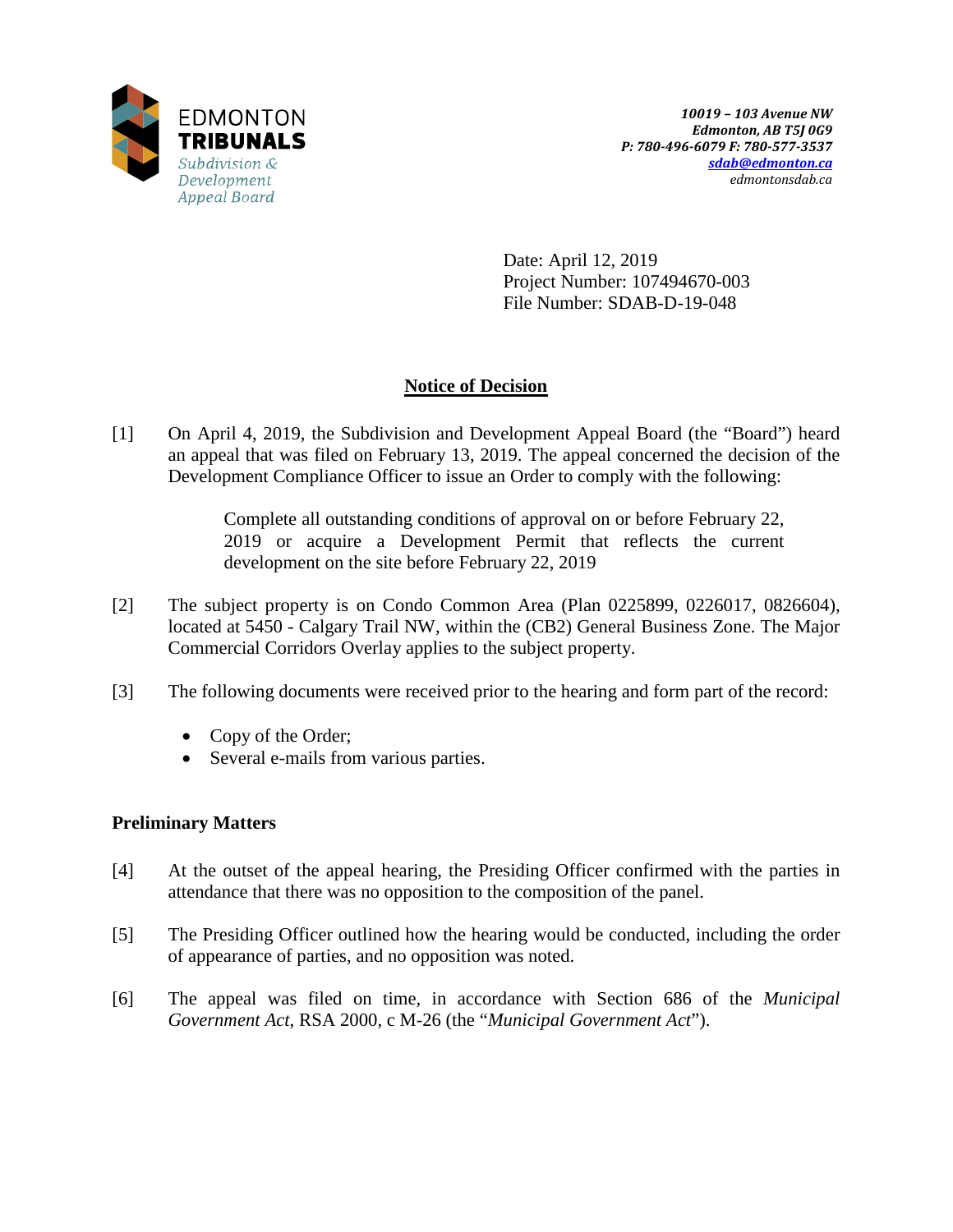10019 – 103 Avenue NW
Edmonton, AB T5J 0G9
P: 780-496-6079 F: 780-577-3537
sdab@edmonton.ca
edmontonsdab.ca

Date: April 12, 2019
Project Number: 107494670-003
File Number: SDAB-D-19-048

## Notice of Decision

[1] On April 4, 2019, the Subdivision and Development Appeal Board (the "Board") heard an appeal that was filed on February 13, 2019. The appeal concerned the decision of the Development Compliance Officer to issue an Order to comply with the following:

> Complete all outstanding conditions of approval on or before February 22, 2019 or acquire a Development Permit that reflects the current development on the site before February 22, 2019

[2] The subject property is on Condo Common Area (Plan 0225899, 0226017, 0826604), located at 5450 - Calgary Trail NW, within the (CB2) General Business Zone. The Major Commercial Corridors Overlay applies to the subject property.

[3] The following documents were received prior to the hearing and form part of the record:

- Copy of the Order;
- Several e-mails from various parties.

### Preliminary Matters

[4] At the outset of the appeal hearing, the Presiding Officer confirmed with the parties in attendance that there was no opposition to the composition of the panel.

[5] The Presiding Officer outlined how the hearing would be conducted, including the order of appearance of parties, and no opposition was noted.

[6] The appeal was filed on time, in accordance with Section 686 of the *Municipal Government Act*, RSA 2000, c M-26 (the "*Municipal Government Act*").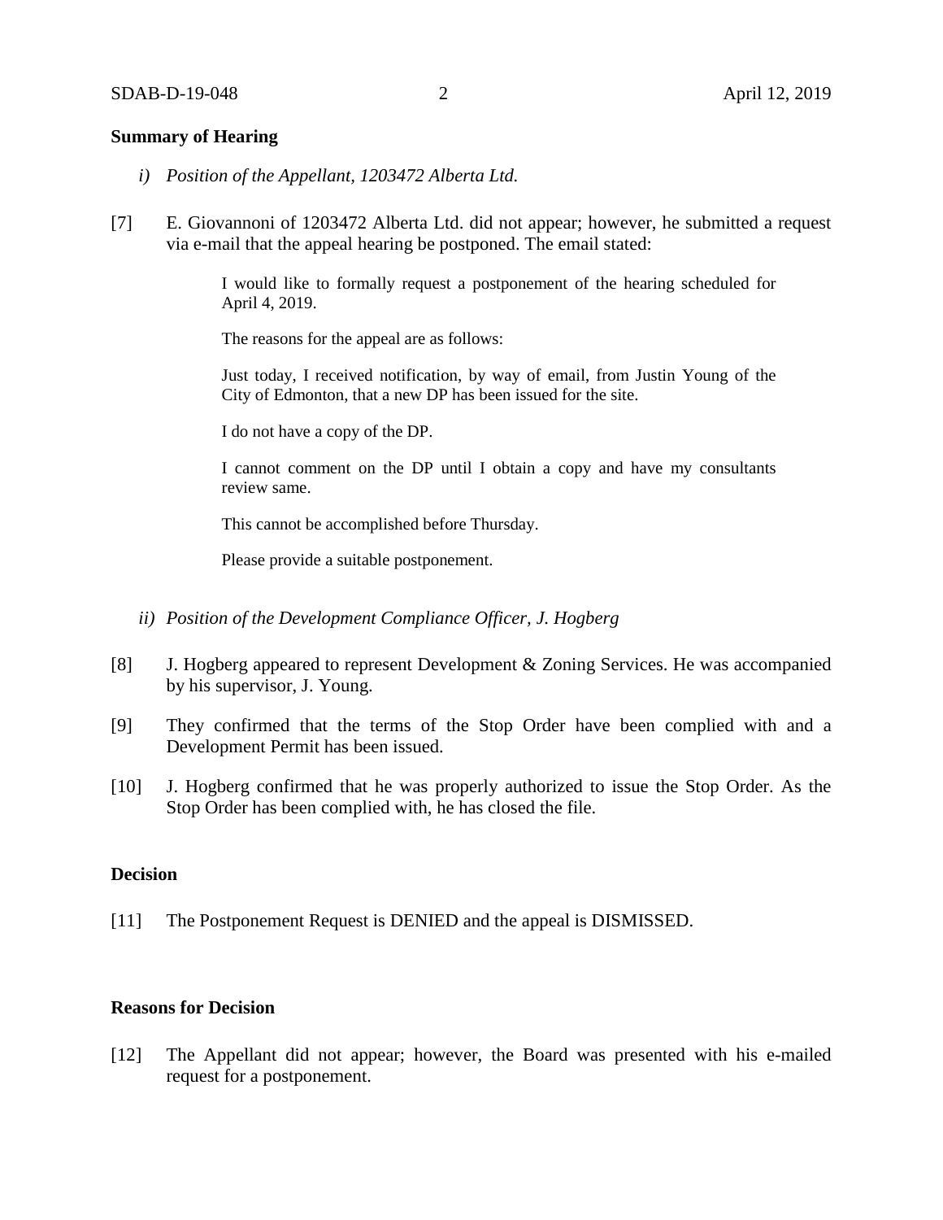**Summary of Hearing**

*i) Position of the Appellant, 1203472 Alberta Ltd.*

[7] E. Giovannoni of 1203472 Alberta Ltd. did not appear; however, he submitted a request via e-mail that the appeal hearing be postponed. The email stated:

> I would like to formally request a postponement of the hearing scheduled for April 4, 2019.
>
> The reasons for the appeal are as follows:
>
> Just today, I received notification, by way of email, from Justin Young of the City of Edmonton, that a new DP has been issued for the site.
>
> I do not have a copy of the DP.
>
> I cannot comment on the DP until I obtain a copy and have my consultants review same.
>
> This cannot be accomplished before Thursday.
>
> Please provide a suitable postponement.

*ii) Position of the Development Compliance Officer, J. Hogberg*

[8] J. Hogberg appeared to represent Development & Zoning Services. He was accompanied by his supervisor, J. Young.

[9] They confirmed that the terms of the Stop Order have been complied with and a Development Permit has been issued.

[10] J. Hogberg confirmed that he was properly authorized to issue the Stop Order. As the Stop Order has been complied with, he has closed the file.

**Decision**

[11] The Postponement Request is DENIED and the appeal is DISMISSED.

**Reasons for Decision**

[12] The Appellant did not appear; however, the Board was presented with his e-mailed request for a postponement.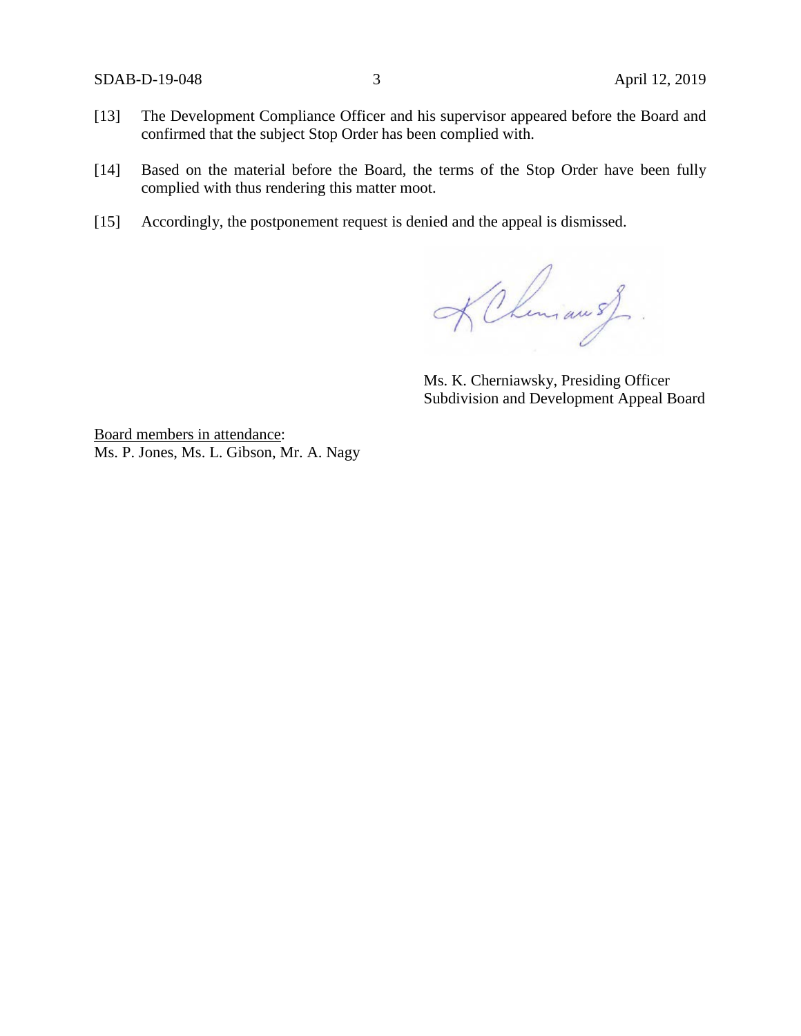[13] The Development Compliance Officer and his supervisor appeared before the Board and confirmed that the subject Stop Order has been complied with.

[14] Based on the material before the Board, the terms of the Stop Order have been fully complied with thus rendering this matter moot.

[15] Accordingly, the postponement request is denied and the appeal is dismissed.

Ms. K. Cherniawsky, Presiding Officer
Subdivision and Development Appeal Board

Board members in attendance:
Ms. P. Jones, Ms. L. Gibson, Mr. A. Nagy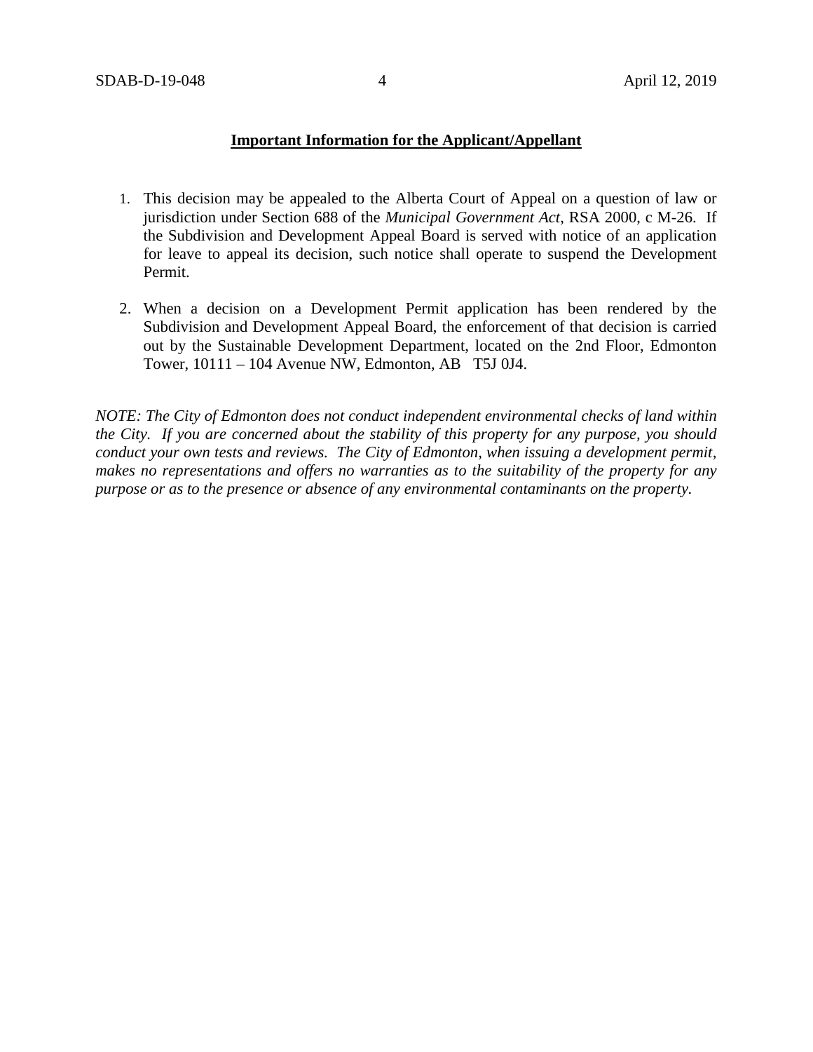**Important Information for the Applicant/Appellant**

1. This decision may be appealed to the Alberta Court of Appeal on a question of law or jurisdiction under Section 688 of the *Municipal Government Act*, RSA 2000, c M-26. If the Subdivision and Development Appeal Board is served with notice of an application for leave to appeal its decision, such notice shall operate to suspend the Development Permit.

2. When a decision on a Development Permit application has been rendered by the Subdivision and Development Appeal Board, the enforcement of that decision is carried out by the Sustainable Development Department, located on the 2nd Floor, Edmonton Tower, 10111 – 104 Avenue NW, Edmonton, AB T5J 0J4.

*NOTE: The City of Edmonton does not conduct independent environmental checks of land within the City. If you are concerned about the stability of this property for any purpose, you should conduct your own tests and reviews. The City of Edmonton, when issuing a development permit, makes no representations and offers no warranties as to the suitability of the property for any purpose or as to the presence or absence of any environmental contaminants on the property.*